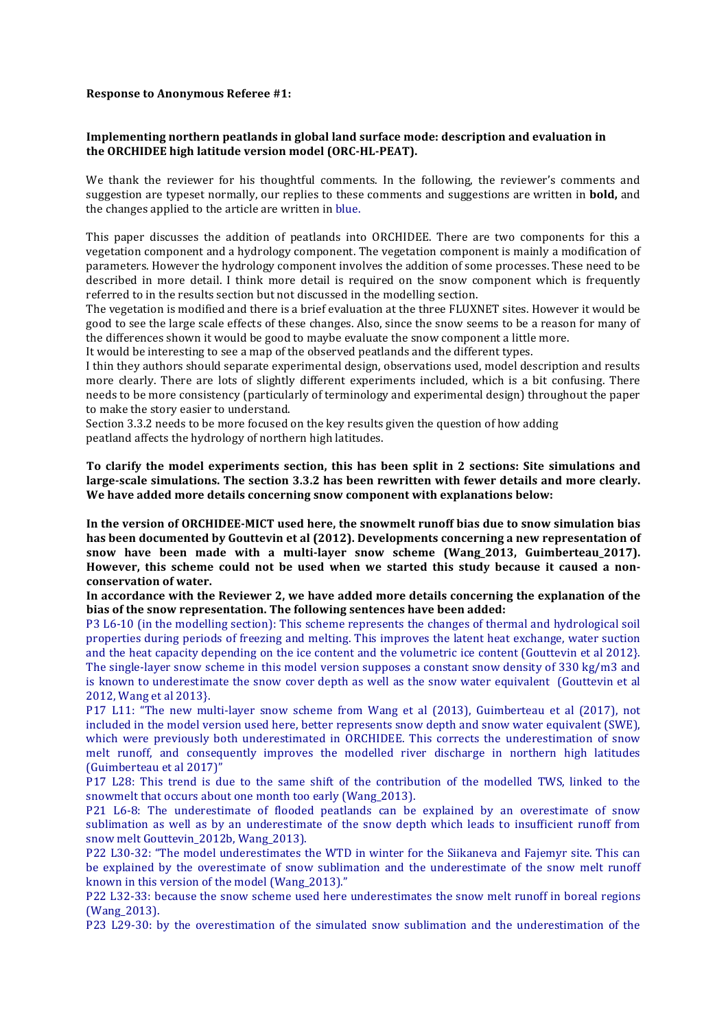**Response to Anonymous Referee #1:**

**Implementing northern peatlands in global land surface mode: description and evaluation in the ORCHIDEE high latitude version model (ORC-HL-PEAT).**

We thank the reviewer for his thoughtful comments. In the following, the reviewer's comments and suggestion are typeset normally, our replies to these comments and suggestions are written in **bold,** and the changes applied to the article are written in blue.

This paper discusses the addition of peatlands into ORCHIDEE. There are two components for this a vegetation component and a hydrology component. The vegetation component is mainly a modification of parameters. However the hydrology component involves the addition of some processes. These need to be described in more detail. I think more detail is required on the snow component which is frequently referred to in the results section but not discussed in the modelling section.
The vegetation is modified and there is a brief evaluation at the three FLUXNET sites. However it would be good to see the large scale effects of these changes. Also, since the snow seems to be a reason for many of the differences shown it would be good to maybe evaluate the snow component a little more.
It would be interesting to see a map of the observed peatlands and the different types.
I thin they authors should separate experimental design, observations used, model description and results more clearly. There are lots of slightly different experiments included, which is a bit confusing. There needs to be more consistency (particularly of terminology and experimental design) throughout the paper to make the story easier to understand.
Section 3.3.2 needs to be more focused on the key results given the question of how adding peatland affects the hydrology of northern high latitudes.

**To clarify the model experiments section, this has been split in 2 sections: Site simulations and large-scale simulations. The section 3.3.2 has been rewritten with fewer details and more clearly. We have added more details concerning snow component with explanations below:**

**In the version of ORCHIDEE-MICT used here, the snowmelt runoff bias due to snow simulation bias has been documented by Gouttevin et al (2012). Developments concerning a new representation of snow have been made with a multi-layer snow scheme (Wang_2013, Guimberteau_2017). However, this scheme could not be used when we started this study because it caused a non-conservation of water.**

**In accordance with the Reviewer 2, we have added more details concerning the explanation of the bias of the snow representation. The following sentences have been added:**

P3 L6-10 (in the modelling section): This scheme represents the changes of thermal and hydrological soil properties during periods of freezing and melting. This improves the latent heat exchange, water suction and the heat capacity depending on the ice content and the volumetric ice content (Gouttevin et al 2012}. The single-layer snow scheme in this model version supposes a constant snow density of 330 kg/m3 and is known to underestimate the snow cover depth as well as the snow water equivalent (Gouttevin et al 2012, Wang et al 2013}.

P17 L11: "The new multi-layer snow scheme from Wang et al (2013), Guimberteau et al (2017), not included in the model version used here, better represents snow depth and snow water equivalent (SWE), which were previously both underestimated in ORCHIDEE. This corrects the underestimation of snow melt runoff, and consequently improves the modelled river discharge in northern high latitudes (Guimberteau et al 2017)"

P17 L28: This trend is due to the same shift of the contribution of the modelled TWS, linked to the snowmelt that occurs about one month too early (Wang_2013).

P21 L6-8: The underestimate of flooded peatlands can be explained by an overestimate of snow sublimation as well as by an underestimate of the snow depth which leads to insufficient runoff from snow melt Gouttevin_2012b, Wang_2013).

P22 L30-32: "The model underestimates the WTD in winter for the Siikaneva and Fajemyr site. This can be explained by the overestimate of snow sublimation and the underestimate of the snow melt runoff known in this version of the model (Wang_2013)."

P22 L32-33: because the snow scheme used here underestimates the snow melt runoff in boreal regions (Wang_2013).

P23 L29-30: by the overestimation of the simulated snow sublimation and the underestimation of the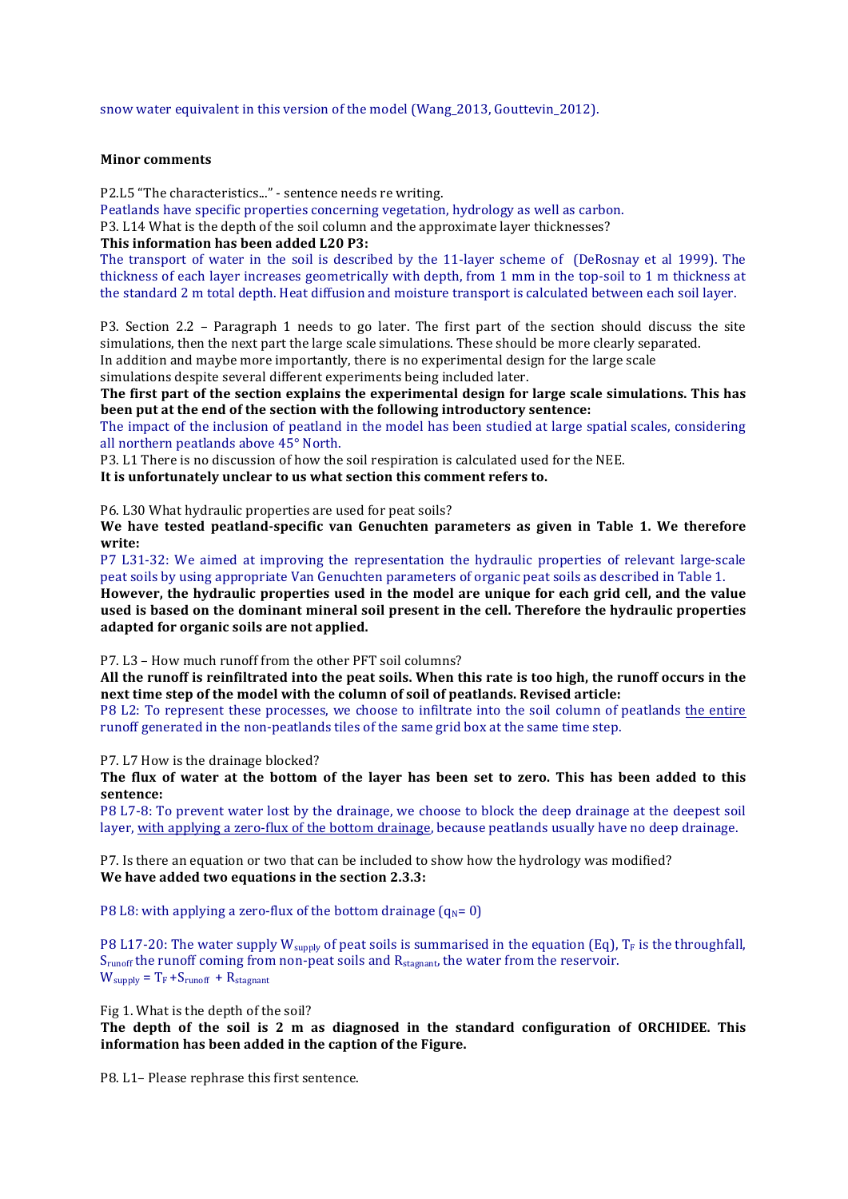snow water equivalent in this version of the model (Wang_2013, Gouttevin_2012).

**Minor comments**

P2.L5 "The characteristics..." - sentence needs re writing.

Peatlands have specific properties concerning vegetation, hydrology as well as carbon.

P3. L14 What is the depth of the soil column and the approximate layer thicknesses?

**This information has been added L20 P3:**

The transport of water in the soil is described by the 11-layer scheme of (DeRosnay et al 1999). The thickness of each layer increases geometrically with depth, from 1 mm in the top-soil to 1 m thickness at the standard 2 m total depth. Heat diffusion and moisture transport is calculated between each soil layer.

P3. Section 2.2 – Paragraph 1 needs to go later. The first part of the section should discuss the site simulations, then the next part the large scale simulations. These should be more clearly separated.
In addition and maybe more importantly, there is no experimental design for the large scale simulations despite several different experiments being included later.

**The first part of the section explains the experimental design for large scale simulations. This has been put at the end of the section with the following introductory sentence:**

The impact of the inclusion of peatland in the model has been studied at large spatial scales, considering all northern peatlands above 45° North.

P3. L1 There is no discussion of how the soil respiration is calculated used for the NEE.

**It is unfortunately unclear to us what section this comment refers to.**

P6. L30 What hydraulic properties are used for peat soils?

**We have tested peatland-specific van Genuchten parameters as given in Table 1. We therefore write:**

P7 L31-32: We aimed at improving the representation the hydraulic properties of relevant large-scale peat soils by using appropriate Van Genuchten parameters of organic peat soils as described in Table 1.

**However, the hydraulic properties used in the model are unique for each grid cell, and the value used is based on the dominant mineral soil present in the cell. Therefore the hydraulic properties adapted for organic soils are not applied.**

P7. L3 – How much runoff from the other PFT soil columns?

**All the runoff is reinfiltrated into the peat soils. When this rate is too high, the runoff occurs in the next time step of the model with the column of soil of peatlands. Revised article:**

P8 L2: To represent these processes, we choose to infiltrate into the soil column of peatlands <u>the entire</u> runoff generated in the non-peatlands tiles of the same grid box at the same time step.

P7. L7 How is the drainage blocked?

**The flux of water at the bottom of the layer has been set to zero. This has been added to this sentence:**

P8 L7-8: To prevent water lost by the drainage, we choose to block the deep drainage at the deepest soil layer, <u>with applying a zero-flux of the bottom drainage</u>, because peatlands usually have no deep drainage.

P7. Is there an equation or two that can be included to show how the hydrology was modified?

**We have added two equations in the section 2.3.3:**

P8 L8: with applying a zero-flux of the bottom drainage ($q_N = 0$)

P8 L17-20: The water supply $W_{supply}$ of peat soils is summarised in the equation (Eq), $T_F$ is the throughfall, $S_{runoff}$ the runoff coming from non-peat soils and $R_{stagnant}$, the water from the reservoir.

$W_{supply} = T_F + S_{runoff} + R_{stagnant}$

Fig 1. What is the depth of the soil?

**The depth of the soil is 2 m as diagnosed in the standard configuration of ORCHIDEE. This information has been added in the caption of the Figure.**

P8. L1– Please rephrase this first sentence.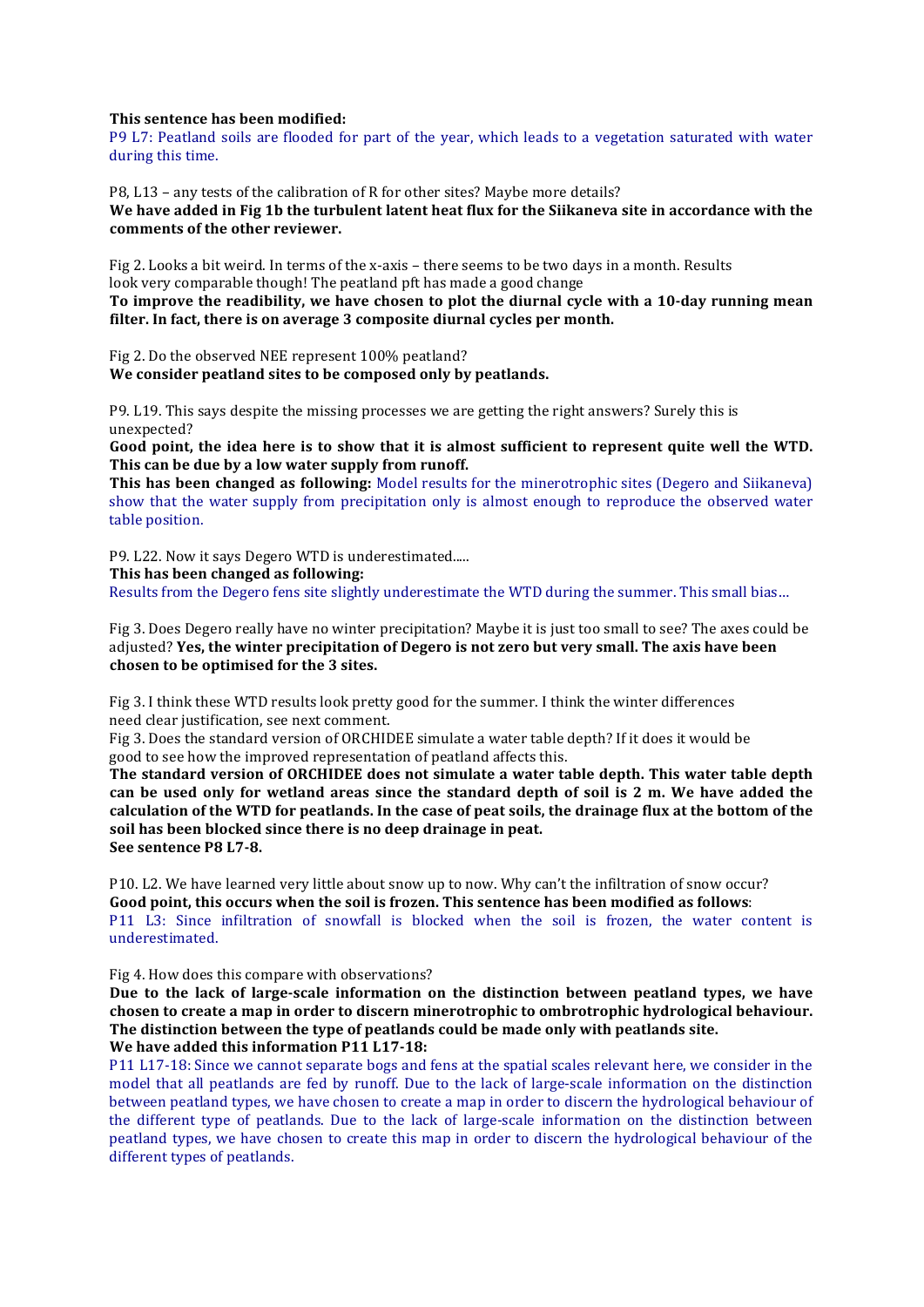**This sentence has been modified:**
P9 L7: Peatland soils are flooded for part of the year, which leads to a vegetation saturated with water during this time.

P8, L13 – any tests of the calibration of R for other sites? Maybe more details?
**We have added in Fig 1b the turbulent latent heat flux for the Siikaneva site in accordance with the comments of the other reviewer.**

Fig 2. Looks a bit weird. In terms of the x-axis – there seems to be two days in a month. Results look very comparable though! The peatland pft has made a good change
**To improve the readibility, we have chosen to plot the diurnal cycle with a 10-day running mean filter. In fact, there is on average 3 composite diurnal cycles per month.**

Fig 2. Do the observed NEE represent 100% peatland?
**We consider peatland sites to be composed only by peatlands.**

P9. L19. This says despite the missing processes we are getting the right answers? Surely this is unexpected?
**Good point, the idea here is to show that it is almost sufficient to represent quite well the WTD. This can be due by a low water supply from runoff.**
**This has been changed as following:** Model results for the minerotrophic sites (Degero and Siikaneva) show that the water supply from precipitation only is almost enough to reproduce the observed water table position.

P9. L22. Now it says Degero WTD is underestimated.....
**This has been changed as following:**
Results from the Degero fens site slightly underestimate the WTD during the summer. This small bias…

Fig 3. Does Degero really have no winter precipitation? Maybe it is just too small to see? The axes could be adjusted? **Yes, the winter precipitation of Degero is not zero but very small. The axis have been chosen to be optimised for the 3 sites.**

Fig 3. I think these WTD results look pretty good for the summer. I think the winter differences need clear justification, see next comment.
Fig 3. Does the standard version of ORCHIDEE simulate a water table depth? If it does it would be good to see how the improved representation of peatland affects this.
**The standard version of ORCHIDEE does not simulate a water table depth. This water table depth can be used only for wetland areas since the standard depth of soil is 2 m. We have added the calculation of the WTD for peatlands. In the case of peat soils, the drainage flux at the bottom of the soil has been blocked since there is no deep drainage in peat.**
**See sentence P8 L7-8.**

P10. L2. We have learned very little about snow up to now. Why can't the infiltration of snow occur?
**Good point, this occurs when the soil is frozen. This sentence has been modified as follows**:
P11 L3: Since infiltration of snowfall is blocked when the soil is frozen, the water content is underestimated.

Fig 4. How does this compare with observations?
**Due to the lack of large-scale information on the distinction between peatland types, we have chosen to create a map in order to discern minerotrophic to ombrotrophic hydrological behaviour. The distinction between the type of peatlands could be made only with peatlands site.**
**We have added this information P11 L17-18:**
P11 L17-18: Since we cannot separate bogs and fens at the spatial scales relevant here, we consider in the model that all peatlands are fed by runoff. Due to the lack of large-scale information on the distinction between peatland types, we have chosen to create a map in order to discern the hydrological behaviour of the different type of peatlands. Due to the lack of large-scale information on the distinction between peatland types, we have chosen to create this map in order to discern the hydrological behaviour of the different types of peatlands.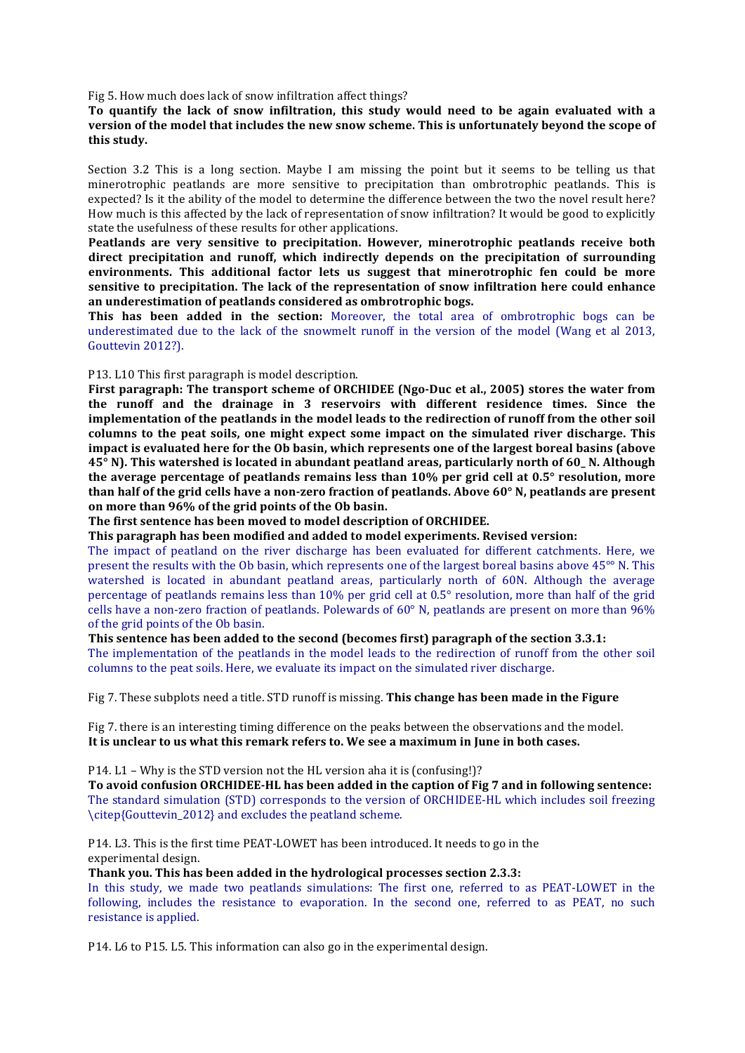Fig 5. How much does lack of snow infiltration affect things?

**To quantify the lack of snow infiltration, this study would need to be again evaluated with a version of the model that includes the new snow scheme. This is unfortunately beyond the scope of this study.**

Section 3.2 This is a long section. Maybe I am missing the point but it seems to be telling us that minerotrophic peatlands are more sensitive to precipitation than ombrotrophic peatlands. This is expected? Is it the ability of the model to determine the difference between the two the novel result here? How much is this affected by the lack of representation of snow infiltration? It would be good to explicitly state the usefulness of these results for other applications.

**Peatlands are very sensitive to precipitation. However, minerotrophic peatlands receive both direct precipitation and runoff, which indirectly depends on the precipitation of surrounding environments. This additional factor lets us suggest that minerotrophic fen could be more sensitive to precipitation. The lack of the representation of snow infiltration here could enhance an underestimation of peatlands considered as ombrotrophic bogs.**

**This has been added in the section:** Moreover, the total area of ombrotrophic bogs can be underestimated due to the lack of the snowmelt runoff in the version of the model (Wang et al 2013, Gouttevin 2012?).

P13. L10 This first paragraph is model description.

**First paragraph: The transport scheme of ORCHIDEE (Ngo-Duc et al., 2005) stores the water from the runoff and the drainage in 3 reservoirs with different residence times. Since the implementation of the peatlands in the model leads to the redirection of runoff from the other soil columns to the peat soils, one might expect some impact on the simulated river discharge. This impact is evaluated here for the Ob basin, which represents one of the largest boreal basins (above 45° N). This watershed is located in abundant peatland areas, particularly north of 60_ N. Although the average percentage of peatlands remains less than 10% per grid cell at 0.5° resolution, more than half of the grid cells have a non-zero fraction of peatlands. Above 60° N, peatlands are present on more than 96% of the grid points of the Ob basin.**

**The first sentence has been moved to model description of ORCHIDEE.**

**This paragraph has been modified and added to model experiments. Revised version:**

The impact of peatland on the river discharge has been evaluated for different catchments. Here, we present the results with the Ob basin, which represents one of the largest boreal basins above 45°° N. This watershed is located in abundant peatland areas, particularly north of 60N. Although the average percentage of peatlands remains less than 10% per grid cell at 0.5° resolution, more than half of the grid cells have a non-zero fraction of peatlands. Polewards of 60° N, peatlands are present on more than 96% of the grid points of the Ob basin.

**This sentence has been added to the second (becomes first) paragraph of the section 3.3.1:**

The implementation of the peatlands in the model leads to the redirection of runoff from the other soil columns to the peat soils. Here, we evaluate its impact on the simulated river discharge.

Fig 7. These subplots need a title. STD runoff is missing. **This change has been made in the Figure**

Fig 7. there is an interesting timing difference on the peaks between the observations and the model.
**It is unclear to us what this remark refers to. We see a maximum in June in both cases.**

P14. L1 – Why is the STD version not the HL version aha it is (confusing!)?

**To avoid confusion ORCHIDEE-HL has been added in the caption of Fig 7 and in following sentence:**
The standard simulation (STD) corresponds to the version of ORCHIDEE-HL which includes soil freezing \citep{Gouttevin_2012} and excludes the peatland scheme.

P14. L3. This is the first time PEAT-LOWET has been introduced. It needs to go in the experimental design.

**Thank you. This has been added in the hydrological processes section 2.3.3:**
In this study, we made two peatlands simulations: The first one, referred to as PEAT-LOWET in the following, includes the resistance to evaporation. In the second one, referred to as PEAT, no such resistance is applied.

P14. L6 to P15. L5. This information can also go in the experimental design.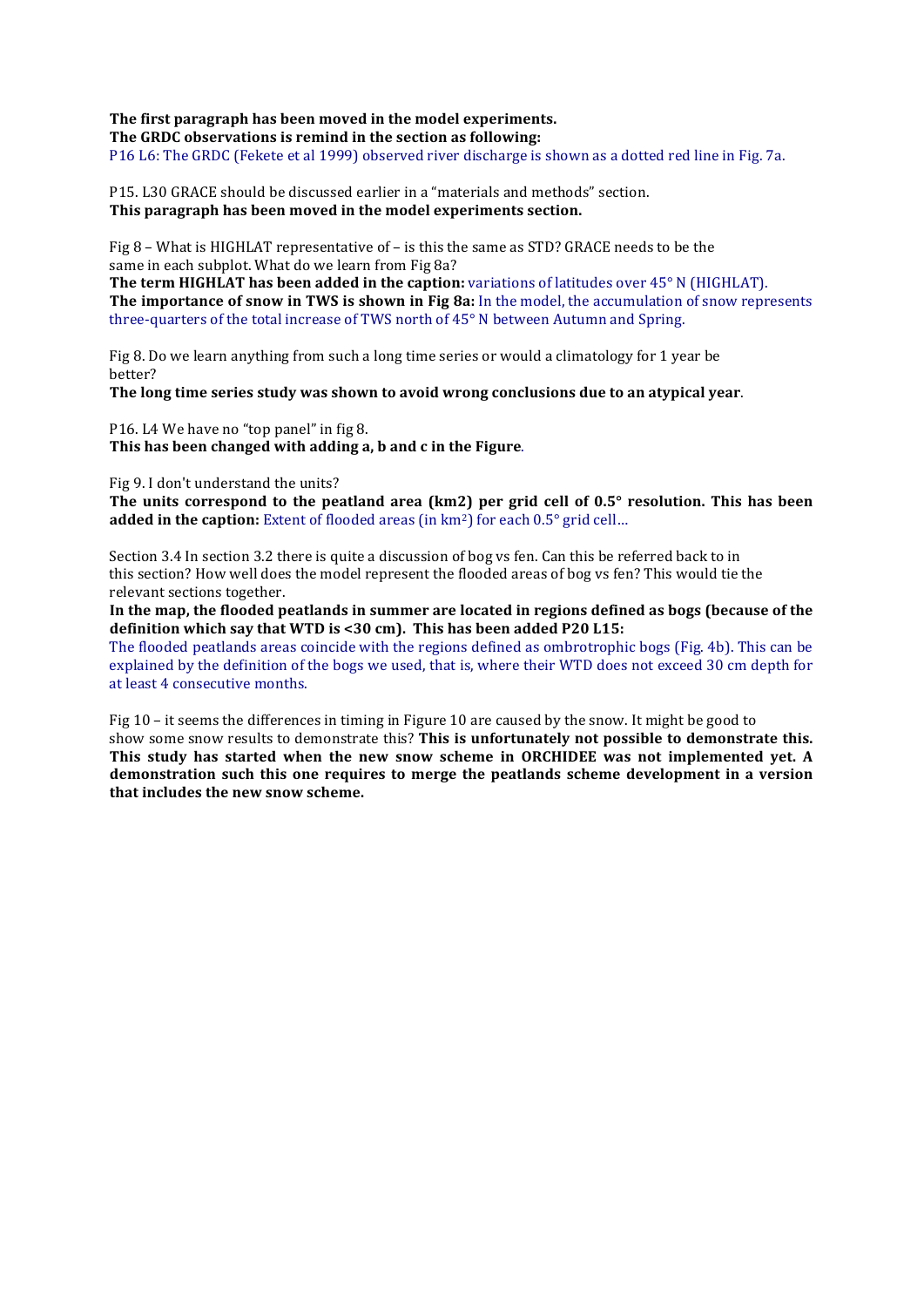**The first paragraph has been moved in the model experiments.**
**The GRDC observations is remind in the section as following:**
P16 L6: The GRDC (Fekete et al 1999) observed river discharge is shown as a dotted red line in Fig. 7a.

P15. L30 GRACE should be discussed earlier in a "materials and methods" section.
**This paragraph has been moved in the model experiments section.**

Fig 8 – What is HIGHLAT representative of – is this the same as STD? GRACE needs to be the same in each subplot. What do we learn from Fig 8a?
**The term HIGHLAT has been added in the caption:** variations of latitudes over 45° N (HIGHLAT).
**The importance of snow in TWS is shown in Fig 8a:** In the model, the accumulation of snow represents three-quarters of the total increase of TWS north of 45° N between Autumn and Spring.

Fig 8. Do we learn anything from such a long time series or would a climatology for 1 year be better?
**The long time series study was shown to avoid wrong conclusions due to an atypical year**.

P16. L4 We have no "top panel" in fig 8.
**This has been changed with adding a, b and c in the Figure**.

Fig 9. I don't understand the units?
**The units correspond to the peatland area (km2) per grid cell of 0.5° resolution. This has been added in the caption:** Extent of flooded areas (in km$^2$) for each 0.5° grid cell…

Section 3.4 In section 3.2 there is quite a discussion of bog vs fen. Can this be referred back to in this section? How well does the model represent the flooded areas of bog vs fen? This would tie the relevant sections together.
**In the map, the flooded peatlands in summer are located in regions defined as bogs (because of the definition which say that WTD is <30 cm). This has been added P20 L15:**
The flooded peatlands areas coincide with the regions defined as ombrotrophic bogs (Fig. 4b). This can be explained by the definition of the bogs we used, that is, where their WTD does not exceed 30 cm depth for at least 4 consecutive months.

Fig 10 – it seems the differences in timing in Figure 10 are caused by the snow. It might be good to show some snow results to demonstrate this? **This is unfortunately not possible to demonstrate this. This study has started when the new snow scheme in ORCHIDEE was not implemented yet. A demonstration such this one requires to merge the peatlands scheme development in a version that includes the new snow scheme.**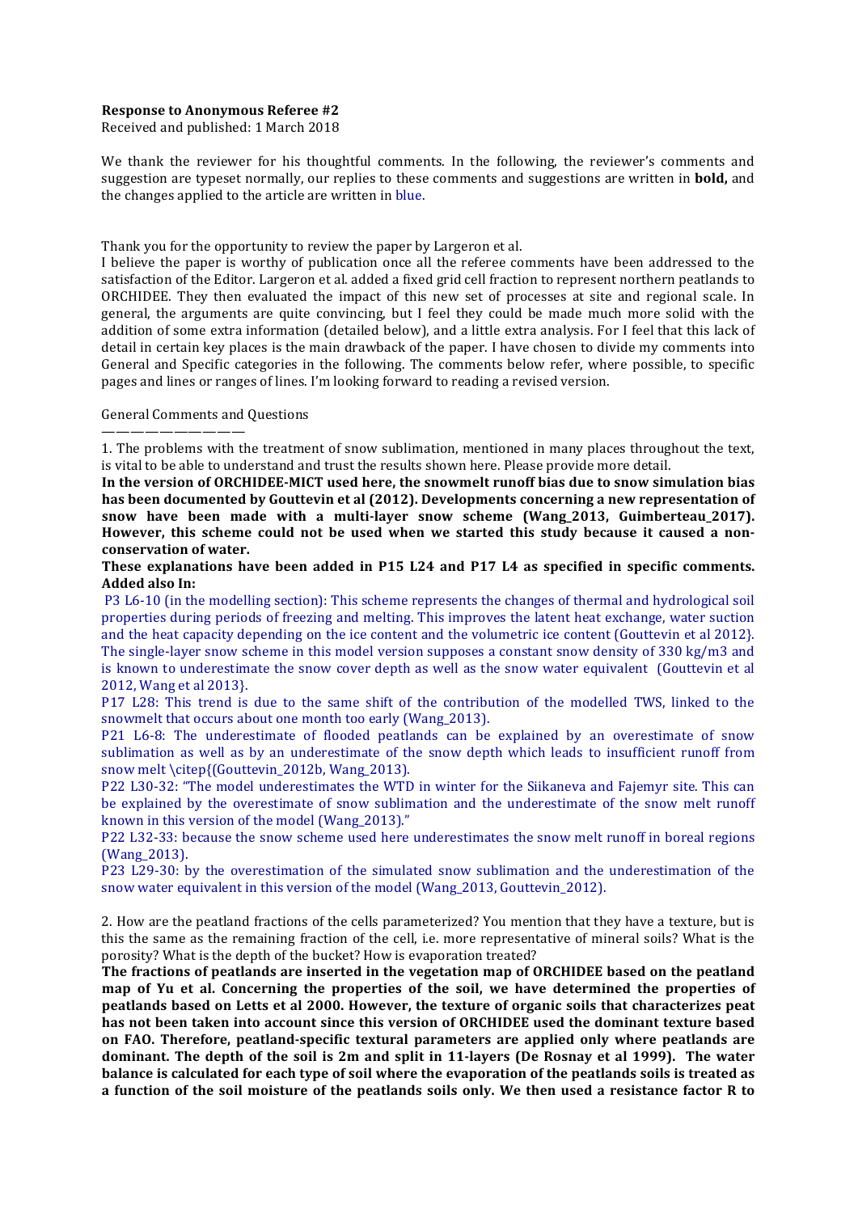**Response to Anonymous Referee #2**
Received and published: 1 March 2018

We thank the reviewer for his thoughtful comments. In the following, the reviewer's comments and suggestion are typeset normally, our replies to these comments and suggestions are written in **bold,** and the changes applied to the article are written in blue.

Thank you for the opportunity to review the paper by Largeron et al.
I believe the paper is worthy of publication once all the referee comments have been addressed to the satisfaction of the Editor. Largeron et al. added a fixed grid cell fraction to represent northern peatlands to ORCHIDEE. They then evaluated the impact of this new set of processes at site and regional scale. In general, the arguments are quite convincing, but I feel they could be made much more solid with the addition of some extra information (detailed below), and a little extra analysis. For I feel that this lack of detail in certain key places is the main drawback of the paper. I have chosen to divide my comments into General and Specific categories in the following. The comments below refer, where possible, to specific pages and lines or ranges of lines. I'm looking forward to reading a revised version.

General Comments and Questions
——————————————

1. The problems with the treatment of snow sublimation, mentioned in many places throughout the text, is vital to be able to understand and trust the results shown here. Please provide more detail.

**In the version of ORCHIDEE-MICT used here, the snowmelt runoff bias due to snow simulation bias has been documented by Gouttevin et al (2012). Developments concerning a new representation of snow have been made with a multi-layer snow scheme (Wang_2013, Guimberteau_2017). However, this scheme could not be used when we started this study because it caused a non-conservation of water.**

**These explanations have been added in P15 L24 and P17 L4 as specified in specific comments. Added also In:**

P3 L6-10 (in the modelling section): This scheme represents the changes of thermal and hydrological soil properties during periods of freezing and melting. This improves the latent heat exchange, water suction and the heat capacity depending on the ice content and the volumetric ice content (Gouttevin et al 2012}. The single-layer snow scheme in this model version supposes a constant snow density of 330 kg/m3 and is known to underestimate the snow cover depth as well as the snow water equivalent (Gouttevin et al 2012, Wang et al 2013}.

P17 L28: This trend is due to the same shift of the contribution of the modelled TWS, linked to the snowmelt that occurs about one month too early (Wang_2013).

P21 L6-8: The underestimate of flooded peatlands can be explained by an overestimate of snow sublimation as well as by an underestimate of the snow depth which leads to insufficient runoff from snow melt \citep{(Gouttevin_2012b, Wang_2013).

P22 L30-32: "The model underestimates the WTD in winter for the Siikaneva and Fajemyr site. This can be explained by the overestimate of snow sublimation and the underestimate of the snow melt runoff known in this version of the model (Wang_2013)."

P22 L32-33: because the snow scheme used here underestimates the snow melt runoff in boreal regions (Wang_2013).

P23 L29-30: by the overestimation of the simulated snow sublimation and the underestimation of the snow water equivalent in this version of the model (Wang_2013, Gouttevin_2012).

2. How are the peatland fractions of the cells parameterized? You mention that they have a texture, but is this the same as the remaining fraction of the cell, i.e. more representative of mineral soils? What is the porosity? What is the depth of the bucket? How is evaporation treated?

**The fractions of peatlands are inserted in the vegetation map of ORCHIDEE based on the peatland map of Yu et al. Concerning the properties of the soil, we have determined the properties of peatlands based on Letts et al 2000. However, the texture of organic soils that characterizes peat has not been taken into account since this version of ORCHIDEE used the dominant texture based on FAO. Therefore, peatland-specific textural parameters are applied only where peatlands are dominant. The depth of the soil is 2m and split in 11-layers (De Rosnay et al 1999). The water balance is calculated for each type of soil where the evaporation of the peatlands soils is treated as a function of the soil moisture of the peatlands soils only. We then used a resistance factor R to**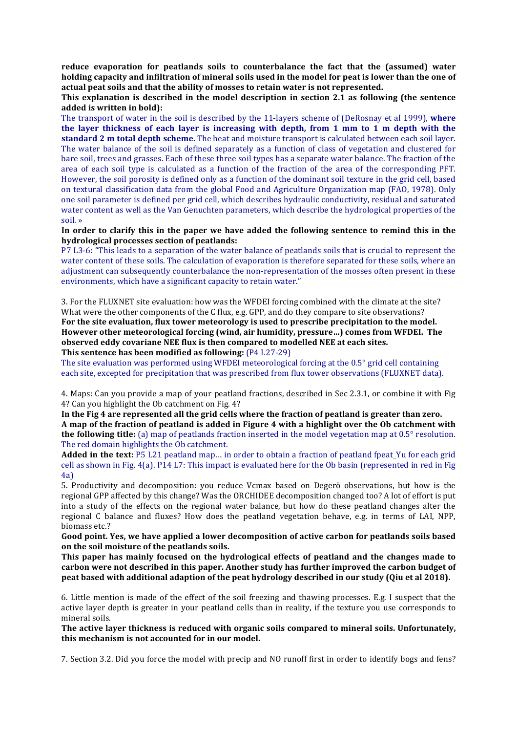**reduce evaporation for peatlands soils to counterbalance the fact that the (assumed) water holding capacity and infiltration of mineral soils used in the model for peat is lower than the one of actual peat soils and that the ability of mosses to retain water is not represented.**

**This explanation is described in the model description in section 2.1 as following (the sentence added is written in bold):**

The transport of water in the soil is described by the 11-layers scheme of (DeRosnay et al 1999), **where the layer thickness of each layer is increasing with depth, from 1 mm to 1 m depth with the standard 2 m total depth scheme.** The heat and moisture transport is calculated between each soil layer. The water balance of the soil is defined separately as a function of class of vegetation and clustered for bare soil, trees and grasses. Each of these three soil types has a separate water balance. The fraction of the area of each soil type is calculated as a function of the fraction of the area of the corresponding PFT. However, the soil porosity is defined only as a function of the dominant soil texture in the grid cell, based on textural classification data from the global Food and Agriculture Organization map (FAO, 1978). Only one soil parameter is defined per grid cell, which describes hydraulic conductivity, residual and saturated water content as well as the Van Genuchten parameters, which describe the hydrological properties of the soil. »

**In order to clarify this in the paper we have added the following sentence to remind this in the hydrological processes section of peatlands:**

P7 L3-6: "This leads to a separation of the water balance of peatlands soils that is crucial to represent the water content of these soils. The calculation of evaporation is therefore separated for these soils, where an adjustment can subsequently counterbalance the non-representation of the mosses often present in these environments, which have a significant capacity to retain water."

3. For the FLUXNET site evaluation: how was the WFDEI forcing combined with the climate at the site? What were the other components of the C flux, e.g. GPP, and do they compare to site observations?

**For the site evaluation, flux tower meteorology is used to prescribe precipitation to the model. However other meteorological forcing (wind, air humidity, pressure…) comes from WFDEI. The observed eddy covariane NEE flux is then compared to modelled NEE at each sites.**

**This sentence has been modified as following:** (P4 L27-29)

The site evaluation was performed using WFDEI meteorological forcing at the 0.5° grid cell containing each site, excepted for precipitation that was prescribed from flux tower observations (FLUXNET data).

4. Maps: Can you provide a map of your peatland fractions, described in Sec 2.3.1, or combine it with Fig 4? Can you highlight the Ob catchment on Fig. 4?

**In the Fig 4 are represented all the grid cells where the fraction of peatland is greater than zero. A map of the fraction of peatland is added in Figure 4 with a highlight over the Ob catchment with the following title:** (a) map of peatlands fraction inserted in the model vegetation map at 0.5° resolution. The red domain highlights the Ob catchment.

**Added in the text:** P5 L21 peatland map… in order to obtain a fraction of peatland fpeat_Yu for each grid cell as shown in Fig. 4(a). P14 L7: This impact is evaluated here for the Ob basin (represented in red in Fig 4a)

5. Productivity and decomposition: you reduce Vcmax based on Degerö observations, but how is the regional GPP affected by this change? Was the ORCHIDEE decomposition changed too? A lot of effort is put into a study of the effects on the regional water balance, but how do these peatland changes alter the regional C balance and fluxes? How does the peatland vegetation behave, e.g. in terms of LAI, NPP, biomass etc.?

**Good point. Yes, we have applied a lower decomposition of active carbon for peatlands soils based on the soil moisture of the peatlands soils.**

**This paper has mainly focused on the hydrological effects of peatland and the changes made to carbon were not described in this paper. Another study has further improved the carbon budget of peat based with additional adaption of the peat hydrology described in our study (Qiu et al 2018).**

6. Little mention is made of the effect of the soil freezing and thawing processes. E.g. I suspect that the active layer depth is greater in your peatland cells than in reality, if the texture you use corresponds to mineral soils.

**The active layer thickness is reduced with organic soils compared to mineral soils. Unfortunately, this mechanism is not accounted for in our model.**

7. Section 3.2. Did you force the model with precip and NO runoff first in order to identify bogs and fens?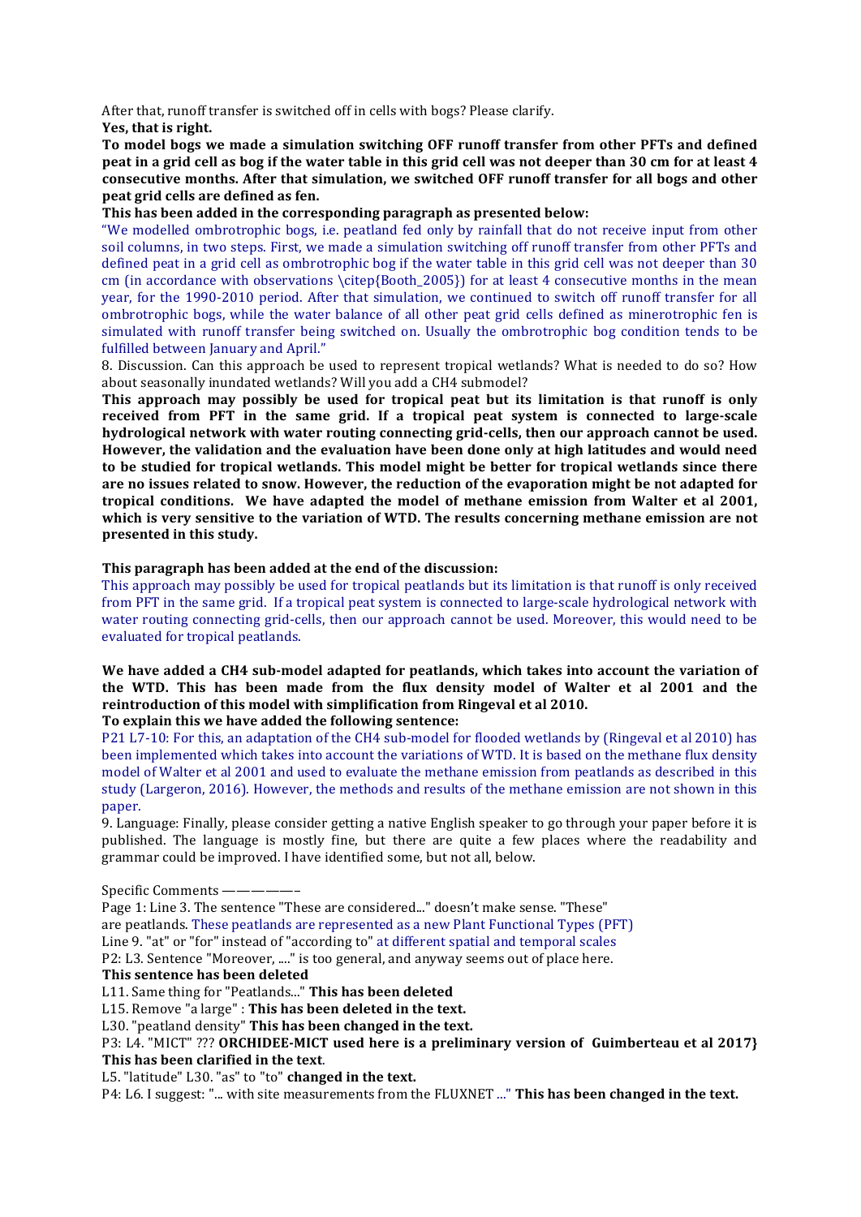After that, runoff transfer is switched off in cells with bogs? Please clarify.

**Yes, that is right.**

**To model bogs we made a simulation switching OFF runoff transfer from other PFTs and defined peat in a grid cell as bog if the water table in this grid cell was not deeper than 30 cm for at least 4 consecutive months. After that simulation, we switched OFF runoff transfer for all bogs and other peat grid cells are defined as fen.**

**This has been added in the corresponding paragraph as presented below:**

"We modelled ombrotrophic bogs, i.e. peatland fed only by rainfall that do not receive input from other soil columns, in two steps. First, we made a simulation switching off runoff transfer from other PFTs and defined peat in a grid cell as ombrotrophic bog if the water table in this grid cell was not deeper than 30 cm (in accordance with observations \citep{Booth_2005}) for at least 4 consecutive months in the mean year, for the 1990-2010 period. After that simulation, we continued to switch off runoff transfer for all ombrotrophic bogs, while the water balance of all other peat grid cells defined as minerotrophic fen is simulated with runoff transfer being switched on. Usually the ombrotrophic bog condition tends to be fulfilled between January and April."

8. Discussion. Can this approach be used to represent tropical wetlands? What is needed to do so? How about seasonally inundated wetlands? Will you add a CH4 submodel?

**This approach may possibly be used for tropical peat but its limitation is that runoff is only received from PFT in the same grid. If a tropical peat system is connected to large-scale hydrological network with water routing connecting grid-cells, then our approach cannot be used. However, the validation and the evaluation have been done only at high latitudes and would need to be studied for tropical wetlands. This model might be better for tropical wetlands since there are no issues related to snow. However, the reduction of the evaporation might be not adapted for tropical conditions. We have adapted the model of methane emission from Walter et al 2001, which is very sensitive to the variation of WTD. The results concerning methane emission are not presented in this study.**

**This paragraph has been added at the end of the discussion:**

This approach may possibly be used for tropical peatlands but its limitation is that runoff is only received from PFT in the same grid. If a tropical peat system is connected to large-scale hydrological network with water routing connecting grid-cells, then our approach cannot be used. Moreover, this would need to be evaluated for tropical peatlands.

**We have added a CH4 sub-model adapted for peatlands, which takes into account the variation of the WTD. This has been made from the flux density model of Walter et al 2001 and the reintroduction of this model with simplification from Ringeval et al 2010.**

**To explain this we have added the following sentence:**

P21 L7-10: For this, an adaptation of the CH4 sub-model for flooded wetlands by (Ringeval et al 2010) has been implemented which takes into account the variations of WTD. It is based on the methane flux density model of Walter et al 2001 and used to evaluate the methane emission from peatlands as described in this study (Largeron, 2016). However, the methods and results of the methane emission are not shown in this paper.

9. Language: Finally, please consider getting a native English speaker to go through your paper before it is published. The language is mostly fine, but there are quite a few places where the readability and grammar could be improved. I have identified some, but not all, below.

Specific Comments ——————–

Page 1: Line 3. The sentence "These are considered..." doesn't make sense. "These" are peatlands. These peatlands are represented as a new Plant Functional Types (PFT)

Line 9. "at" or "for" instead of "according to" at different spatial and temporal scales

P2: L3. Sentence "Moreover, ...." is too general, and anyway seems out of place here.

**This sentence has been deleted**

L11. Same thing for "Peatlands..." **This has been deleted**

L15. Remove "a large" : **This has been deleted in the text.**

L30. "peatland density" **This has been changed in the text.**

P3: L4. "MICT" ??? **ORCHIDEE-MICT used here is a preliminary version of Guimberteau et al 2017}**
**This has been clarified in the text**.

L5. "latitude" L30. "as" to "to" **changed in the text.**

P4: L6. I suggest: "... with site measurements from the FLUXNET ..." **This has been changed in the text.**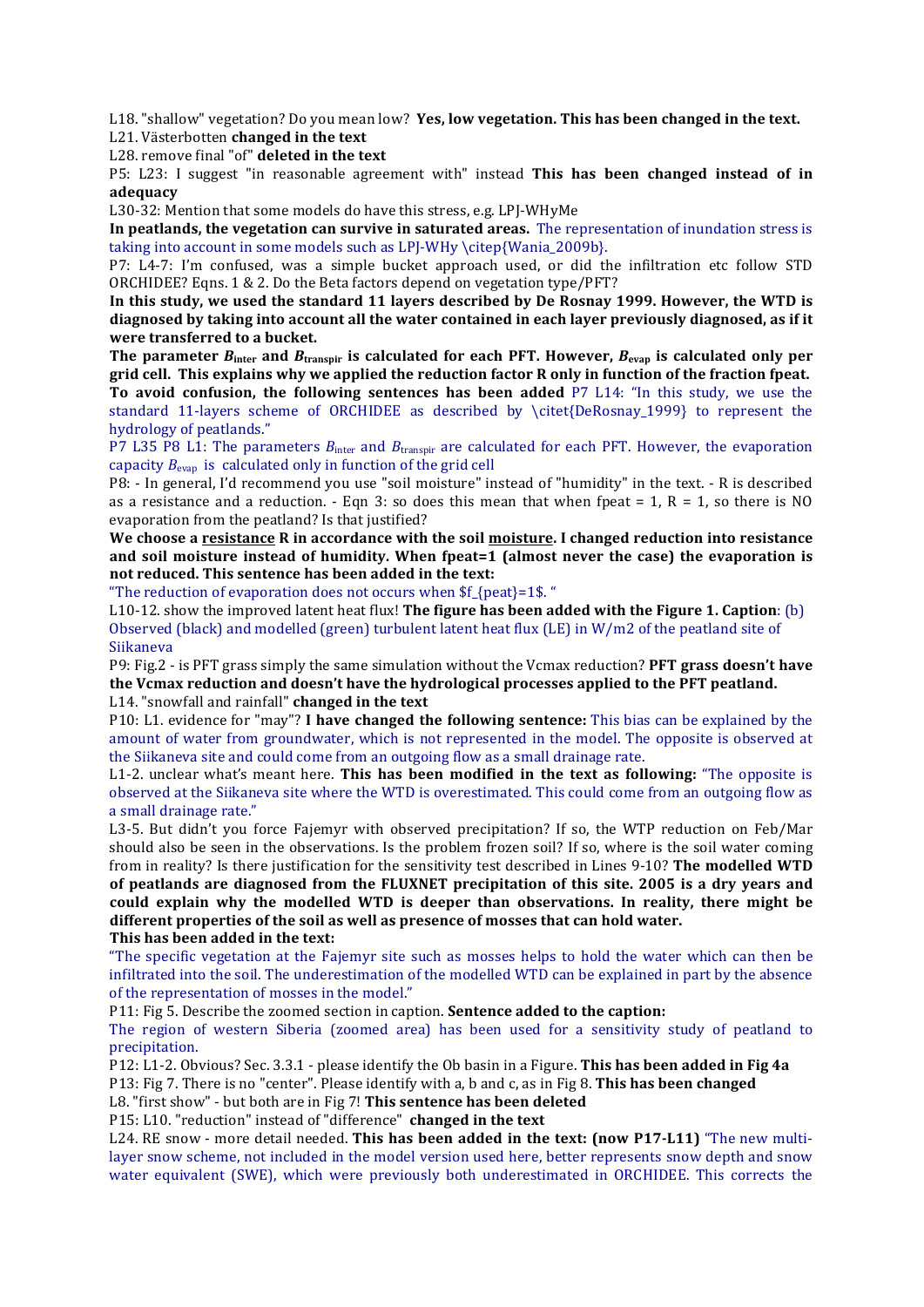L18. "shallow" vegetation? Do you mean low? **Yes, low vegetation. This has been changed in the text.**

L21. Västerbotten **changed in the text**

L28. remove final "of" **deleted in the text**

P5: L23: I suggest "in reasonable agreement with" instead **This has been changed instead of in adequacy**

L30-32: Mention that some models do have this stress, e.g. LPJ-WHyMe

**In peatlands, the vegetation can survive in saturated areas.** The representation of inundation stress is taking into account in some models such as LPJ-WHy \citep{Wania_2009b}.

P7: L4-7: I'm confused, was a simple bucket approach used, or did the infiltration etc follow STD ORCHIDEE? Eqns. 1 & 2. Do the Beta factors depend on vegetation type/PFT?

**In this study, we used the standard 11 layers described by De Rosnay 1999. However, the WTD is diagnosed by taking into account all the water contained in each layer previously diagnosed, as if it were transferred to a bucket.**

**The parameter $B_{inter}$ and $B_{transpir}$ is calculated for each PFT. However, $B_{evap}$ is calculated only per grid cell. This explains why we applied the reduction factor R only in function of the fraction fpeat.**

**To avoid confusion, the following sentences has been added** P7 L14: "In this study, we use the standard 11-layers scheme of ORCHIDEE as described by \citet{DeRosnay_1999} to represent the hydrology of peatlands."

P7 L35 P8 L1: The parameters $B_{inter}$ and $B_{transpir}$ are calculated for each PFT. However, the evaporation capacity $B_{evap}$ is calculated only in function of the grid cell

P8: - In general, I'd recommend you use "soil moisture" instead of "humidity" in the text. - R is described as a resistance and a reduction. - Eqn 3: so does this mean that when fpeat = 1, R = 1, so there is NO evaporation from the peatland? Is that justified?

**We choose a <u>resistance</u> R in accordance with the soil <u>moisture</u>. I changed reduction into resistance and soil moisture instead of humidity. When fpeat=1 (almost never the case) the evaporation is not reduced. This sentence has been added in the text:**

"The reduction of evaporation does not occurs when $f_{peat}=1$. "

L10-12. show the improved latent heat flux! **The figure has been added with the Figure 1. Caption**: (b) Observed (black) and modelled (green) turbulent latent heat flux (LE) in W/m2 of the peatland site of Siikaneva

P9: Fig.2 - is PFT grass simply the same simulation without the Vcmax reduction? **PFT grass doesn't have the Vcmax reduction and doesn't have the hydrological processes applied to the PFT peatland.**

L14. "snowfall and rainfall" **changed in the text**

P10: L1. evidence for "may"? **I have changed the following sentence:** This bias can be explained by the amount of water from groundwater, which is not represented in the model. The opposite is observed at the Siikaneva site and could come from an outgoing flow as a small drainage rate.

L1-2. unclear what's meant here. **This has been modified in the text as following:** "The opposite is observed at the Siikaneva site where the WTD is overestimated. This could come from an outgoing flow as a small drainage rate."

L3-5. But didn't you force Fajemyr with observed precipitation? If so, the WTP reduction on Feb/Mar should also be seen in the observations. Is the problem frozen soil? If so, where is the soil water coming from in reality? Is there justification for the sensitivity test described in Lines 9-10? **The modelled WTD of peatlands are diagnosed from the FLUXNET precipitation of this site. 2005 is a dry years and could explain why the modelled WTD is deeper than observations. In reality, there might be different properties of the soil as well as presence of mosses that can hold water.**

**This has been added in the text:**

"The specific vegetation at the Fajemyr site such as mosses helps to hold the water which can then be infiltrated into the soil. The underestimation of the modelled WTD can be explained in part by the absence of the representation of mosses in the model."

P11: Fig 5. Describe the zoomed section in caption. **Sentence added to the caption:**

The region of western Siberia (zoomed area) has been used for a sensitivity study of peatland to precipitation.

P12: L1-2. Obvious? Sec. 3.3.1 - please identify the Ob basin in a Figure. **This has been added in Fig 4a**

P13: Fig 7. There is no "center". Please identify with a, b and c, as in Fig 8. **This has been changed**

L8. "first show" - but both are in Fig 7! **This sentence has been deleted**

P15: L10. "reduction" instead of "difference" **changed in the text**

L24. RE snow - more detail needed. **This has been added in the text: (now P17-L11)** "The new multi-layer snow scheme, not included in the model version used here, better represents snow depth and snow water equivalent (SWE), which were previously both underestimated in ORCHIDEE. This corrects the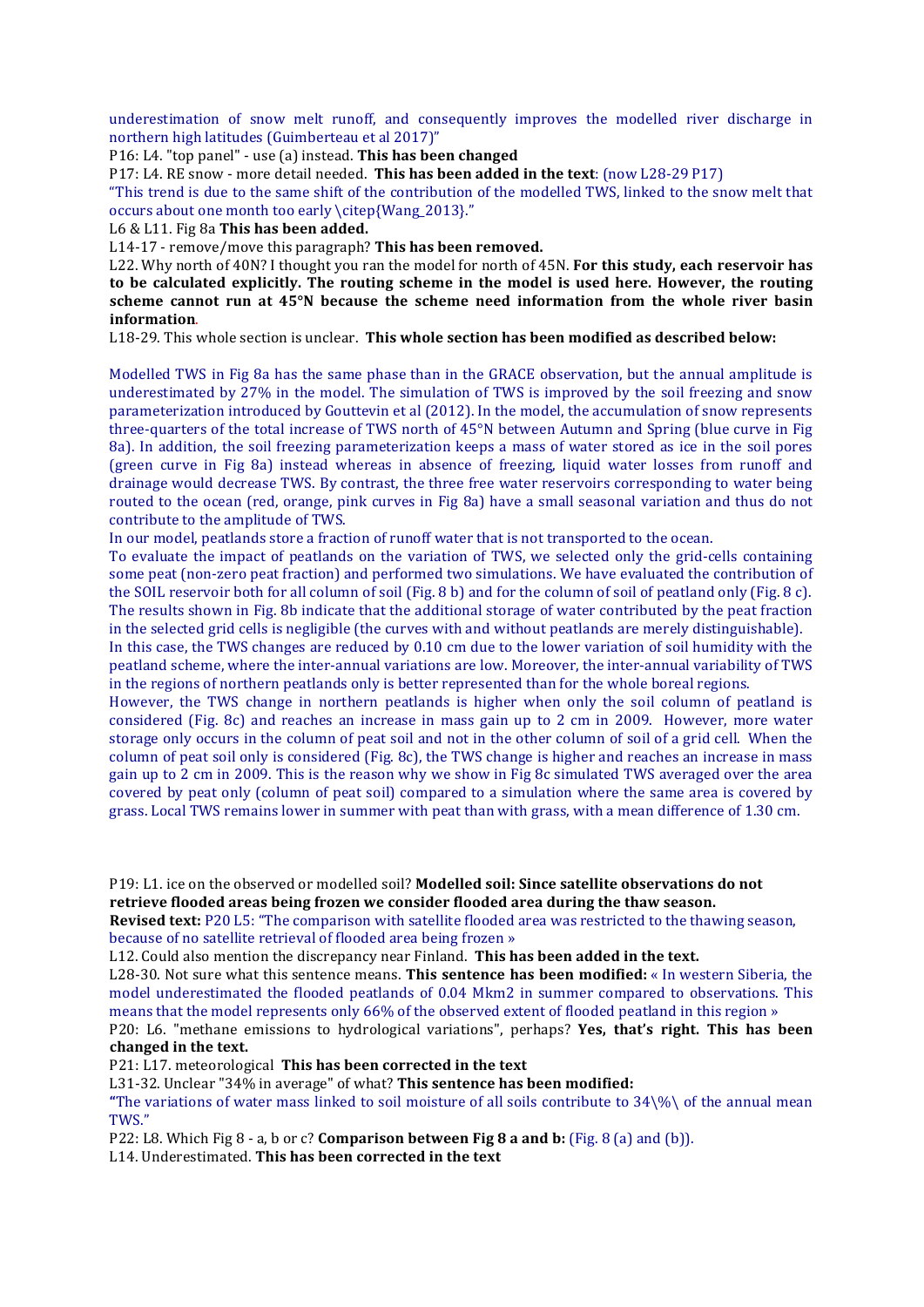underestimation of snow melt runoff, and consequently improves the modelled river discharge in northern high latitudes (Guimberteau et al 2017)"

P16: L4. "top panel" - use (a) instead. **This has been changed**

P17: L4. RE snow - more detail needed. **This has been added in the text**: (now L28-29 P17)

"This trend is due to the same shift of the contribution of the modelled TWS, linked to the snow melt that occurs about one month too early \citep{Wang_2013}."

L6 & L11. Fig 8a **This has been added.**

L14-17 - remove/move this paragraph? **This has been removed.**

L22. Why north of 40N? I thought you ran the model for north of 45N. **For this study, each reservoir has to be calculated explicitly. The routing scheme in the model is used here. However, the routing scheme cannot run at 45°N because the scheme need information from the whole river basin information.**

L18-29. This whole section is unclear. **This whole section has been modified as described below:**

Modelled TWS in Fig 8a has the same phase than in the GRACE observation, but the annual amplitude is underestimated by 27% in the model. The simulation of TWS is improved by the soil freezing and snow parameterization introduced by Gouttevin et al (2012). In the model, the accumulation of snow represents three-quarters of the total increase of TWS north of 45°N between Autumn and Spring (blue curve in Fig 8a). In addition, the soil freezing parameterization keeps a mass of water stored as ice in the soil pores (green curve in Fig 8a) instead whereas in absence of freezing, liquid water losses from runoff and drainage would decrease TWS. By contrast, the three free water reservoirs corresponding to water being routed to the ocean (red, orange, pink curves in Fig 8a) have a small seasonal variation and thus do not contribute to the amplitude of TWS.

In our model, peatlands store a fraction of runoff water that is not transported to the ocean.

To evaluate the impact of peatlands on the variation of TWS, we selected only the grid-cells containing some peat (non-zero peat fraction) and performed two simulations. We have evaluated the contribution of the SOIL reservoir both for all column of soil (Fig. 8 b) and for the column of soil of peatland only (Fig. 8 c). The results shown in Fig. 8b indicate that the additional storage of water contributed by the peat fraction in the selected grid cells is negligible (the curves with and without peatlands are merely distinguishable). In this case, the TWS changes are reduced by 0.10 cm due to the lower variation of soil humidity with the peatland scheme, where the inter-annual variations are low. Moreover, the inter-annual variability of TWS in the regions of northern peatlands only is better represented than for the whole boreal regions.

However, the TWS change in northern peatlands is higher when only the soil column of peatland is considered (Fig. 8c) and reaches an increase in mass gain up to 2 cm in 2009. However, more water storage only occurs in the column of peat soil and not in the other column of soil of a grid cell. When the column of peat soil only is considered (Fig. 8c), the TWS change is higher and reaches an increase in mass gain up to 2 cm in 2009. This is the reason why we show in Fig 8c simulated TWS averaged over the area covered by peat only (column of peat soil) compared to a simulation where the same area is covered by grass. Local TWS remains lower in summer with peat than with grass, with a mean difference of 1.30 cm.

P19: L1. ice on the observed or modelled soil? **Modelled soil: Since satellite observations do not retrieve flooded areas being frozen we consider flooded area during the thaw season.**

**Revised text:** P20 L5: "The comparison with satellite flooded area was restricted to the thawing season, because of no satellite retrieval of flooded area being frozen »

L12. Could also mention the discrepancy near Finland. **This has been added in the text.**

L28-30. Not sure what this sentence means. **This sentence has been modified:** « In western Siberia, the model underestimated the flooded peatlands of 0.04 Mkm2 in summer compared to observations. This means that the model represents only 66% of the observed extent of flooded peatland in this region »

P20: L6. "methane emissions to hydrological variations", perhaps? **Yes, that's right. This has been changed in the text.**

P21: L17. meteorological **This has been corrected in the text**

L31-32. Unclear "34% in average" of what? **This sentence has been modified:**

"The variations of water mass linked to soil moisture of all soils contribute to 34\%\ of the annual mean TWS."

P22: L8. Which Fig 8 - a, b or c? **Comparison between Fig 8 a and b:** (Fig. 8 (a) and (b)).

L14. Underestimated. **This has been corrected in the text**